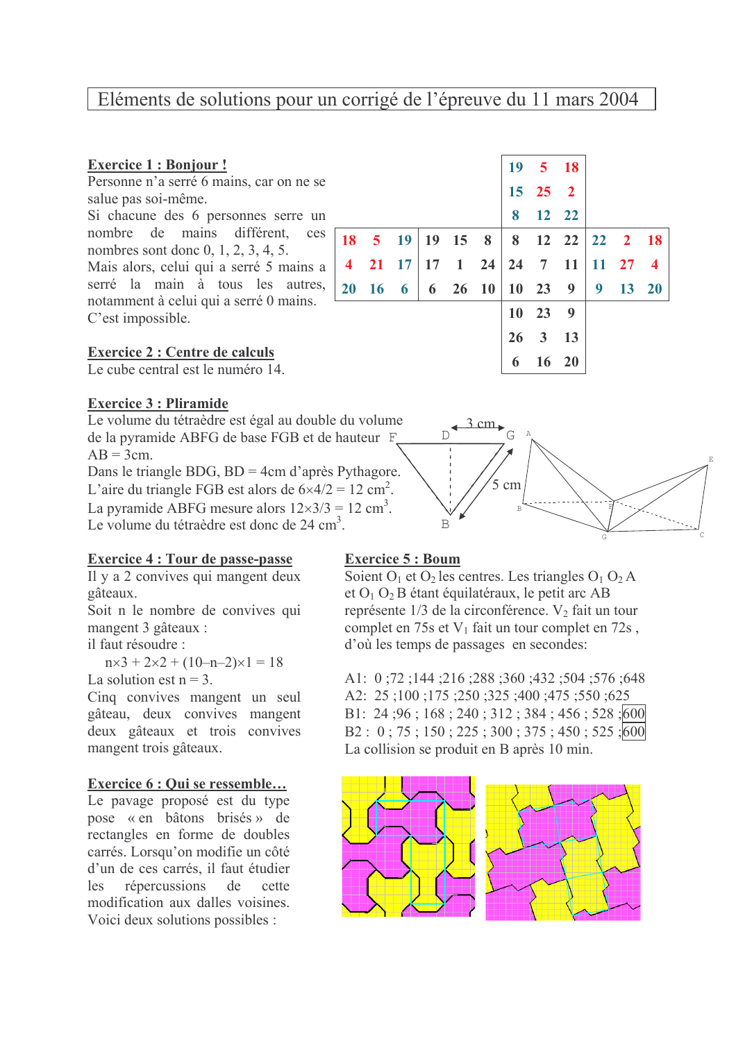# Eléments de solutions pour un corrigé de l'épreuve du 11 mars 2004

**Exercice 1 : Bonjour !**

Personne n'a serré 6 mains, car on ne se salue pas soi-même.
Si chacune des 6 personnes serre un nombre de mains différent, ces nombres sont donc 0, 1, 2, 3, 4, 5.
Mais alors, celui qui a serré 5 mains a serré la main à tous les autres, notamment à celui qui a serré 0 mains.
C'est impossible.

| | | | | | | | | | | | |
|---|---|---|---|---|---|---|---|---|---|---|---|
| | | | | | | 19 | 5 | 18 | | | |
| | | | | | | 15 | 25 | 2 | | | |
| | | | | | | 8 | 12 | 22 | | | |
| 18 | 5 | 19 | 19 | 15 | 8 | 8 | 12 | 22 | 22 | 2 | 18 |
| 4 | 21 | 17 | 17 | 1 | 24 | 24 | 7 | 11 | 11 | 27 | 4 |
| 20 | 16 | 6 | 6 | 26 | 10 | 10 | 23 | 9 | 9 | 13 | 20 |
| | | | | | | 10 | 23 | 9 | | | |
| | | | | | | 26 | 3 | 13 | | | |
| | | | | | | 6 | 16 | 20 | | | |

**Exercice 2 : Centre de calculs**

Le cube central est le numéro 14.

**Exercice 3 : Pliramide**

Le volume du tétraèdre est égal au double du volume de la pyramide ABFG de base FGB et de hauteur AB = 3cm.
Dans le triangle BDG, BD = 4cm d'après Pythagore.
L'aire du triangle FGB est alors de $6\times4/2 = 12$ cm$^2$.
La pyramide ABFG mesure alors $12\times3/3 = 12$ cm$^3$.
Le volume du tétraèdre est donc de 24 cm$^3$.

F
D
3 cm
G
5 cm
B

A
E
B
F
G
C

**Exercice 4 : Tour de passe-passe**

Il y a 2 convives qui mangent deux gâteaux.
Soit n le nombre de convives qui mangent 3 gâteaux :
il faut résoudre :

$$n\times3 + 2\times2 + (10-n-2)\times1 = 18$$

La solution est n = 3.
Cinq convives mangent un seul gâteau, deux convives mangent deux gâteaux et trois convives mangent trois gâteaux.

**Exercice 5 : Boum**

Soient $O_1$ et $O_2$ les centres. Les triangles $O_1 O_2 A$ et $O_1 O_2 B$ étant équilatéraux, le petit arc AB représente 1/3 de la circonférence. $V_2$ fait un tour complet en 75s et $V_1$ fait un tour complet en 72s , d'où les temps de passages en secondes:

A1: 0 ;72 ;144 ;216 ;288 ;360 ;432 ;504 ;576 ;648
A2: 25 ;100 ;175 ;250 ;325 ;400 ;475 ;550 ;625
B1: 24 ;96 ; 168 ; 240 ; 312 ; 384 ; 456 ; 528 ;600
B2 : 0 ; 75 ; 150 ; 225 ; 300 ; 375 ; 450 ; 525 ; 600
La collision se produit en B après 10 min.

**Exercice 6 : Qui se ressemble…**

Le pavage proposé est du type pose « en bâtons brisés » de rectangles en forme de doubles carrés. Lorsqu'on modifie un côté d'un de ces carrés, il faut étudier les répercussions de cette modification aux dalles voisines.
Voici deux solutions possibles :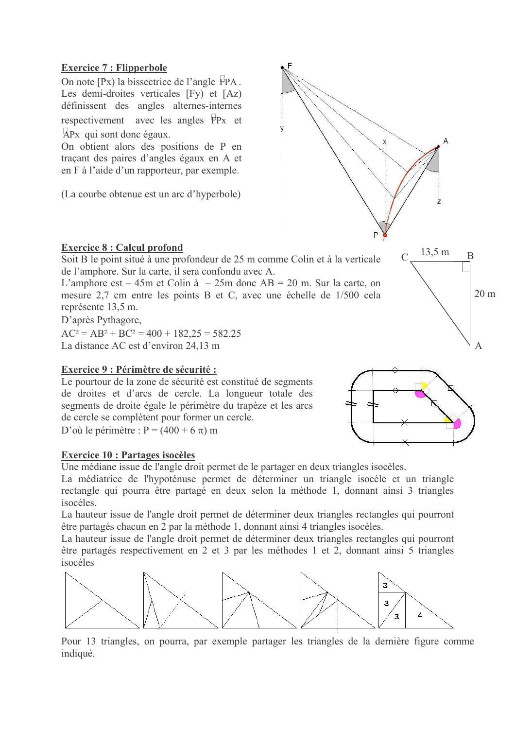**Exercice 7 : Flipperbole**

On note [Px) la bissectrice de l'angle $\widehat{FPA}$. Les demi-droites verticales [Fy) et [Az) définissent des angles alternes-internes respectivement avec les angles $\widehat{FPx}$ et $\widehat{APx}$ qui sont donc égaux.

On obtient alors des positions de P en traçant des paires d'angles égaux en A et en F à l'aide d'un rapporteur, par exemple.

(La courbe obtenue est un arc d'hyperbole)

F
y
x
A
z
P

**Exercice 8 : Calcul profond**

Soit B le point situé à une profondeur de 25 m comme Colin et à la verticale de l'amphore. Sur la carte, il sera confondu avec A.

L'amphore est – 45m et Colin à – 25m donc AB = 20 m. Sur la carte, on mesure 2,7 cm entre les points B et C, avec une échelle de 1/500 cela représente 13,5 m.

D'après Pythagore,

$AC^2 = AB^2 + BC^2 = 400 + 182,25 = 582,25$

La distance AC est d'environ 24,13 m

C
13,5 m
B
20 m
A

**Exercice 9 : Périmètre de sécurité :**

Le pourtour de la zone de sécurité est constitué de segments de droites et d'arcs de cercle. La longueur totale des segments de droite égale le périmètre du trapèze et les arcs de cercle se complètent pour former un cercle.

D'où le périmètre : $P = (400 + 6\,\pi)$ m

**Exercice 10 : Partages isocèles**

Une médiane issue de l'angle droit permet de le partager en deux triangles isocèles.

La médiatrice de l'hypoténuse permet de déterminer un triangle isocèle et un triangle rectangle qui pourra être partagé en deux selon la méthode 1, donnant ainsi 3 triangles isocèles.

La hauteur issue de l'angle droit permet de déterminer deux triangles rectangles qui pourront être partagés chacun en 2 par la méthode 1, donnant ainsi 4 triangles isocèles.

La hauteur issue de l'angle droit permet de déterminer deux triangles rectangles qui pourront être partagés respectivement en 2 et 3 par les méthodes 1 et 2, donnant ainsi 5 triangles isocèles

3
3
3
4

Pour 13 triangles, on pourra, par exemple partager les triangles de la dernière figure comme indiqué.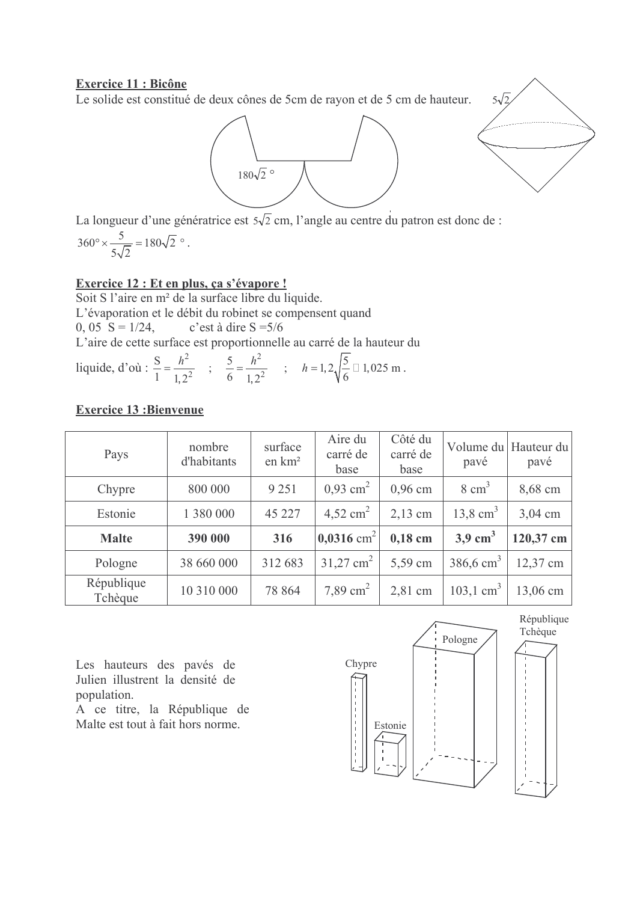**Exercice 11 : Bicône**

Le solide est constitué de deux cônes de 5cm de rayon et de 5 cm de hauteur.

$5\sqrt{2}$

$180\sqrt{2}$ °

La longueur d'une génératrice est $5\sqrt{2}$ cm, l'angle au centre du patron est donc de :

$360° \times \frac{5}{5\sqrt{2}} = 180\sqrt{2}$ °.

**Exercice 12 : Et en plus, ça s'évapore !**

Soit S l'aire en m² de la surface libre du liquide.

L'évaporation et le débit du robinet se compensent quand

$0,05\ S = 1/24$, c'est à dire $S = 5/6$

L'aire de cette surface est proportionnelle au carré de la hauteur du liquide, d'où : $\frac{S}{1} = \frac{h^2}{1,2^2}$ ; $\frac{5}{6} = \frac{h^2}{1,2^2}$ ; $h = 1,2\sqrt{\frac{5}{6}} \approx 1,025$ m .

**Exercice 13 :Bienvenue**

| Pays | nombre d'habitants | surface en km² | Aire du carré de base | Côté du carré de base | Volume du pavé | Hauteur du pavé |
|---|---|---|---|---|---|---|
| Chypre | 800 000 | 9 251 | 0,93 cm² | 0,96 cm | 8 cm³ | 8,68 cm |
| Estonie | 1 380 000 | 45 227 | 4,52 cm² | 2,13 cm | 13,8 cm³ | 3,04 cm |
| **Malte** | **390 000** | **316** | **0,0316** cm² | **0,18 cm** | **3,9 cm³** | **120,37 cm** |
| Pologne | 38 660 000 | 312 683 | 31,27 cm² | 5,59 cm | 386,6 cm³ | 12,37 cm |
| République Tchèque | 10 310 000 | 78 864 | 7,89 cm² | 2,81 cm | 103,1 cm³ | 13,06 cm |

Les hauteurs des pavés de Julien illustrent la densité de population.

A ce titre, la République de Malte est tout à fait hors norme.

Chypre

Estonie

Pologne

République Tchèque